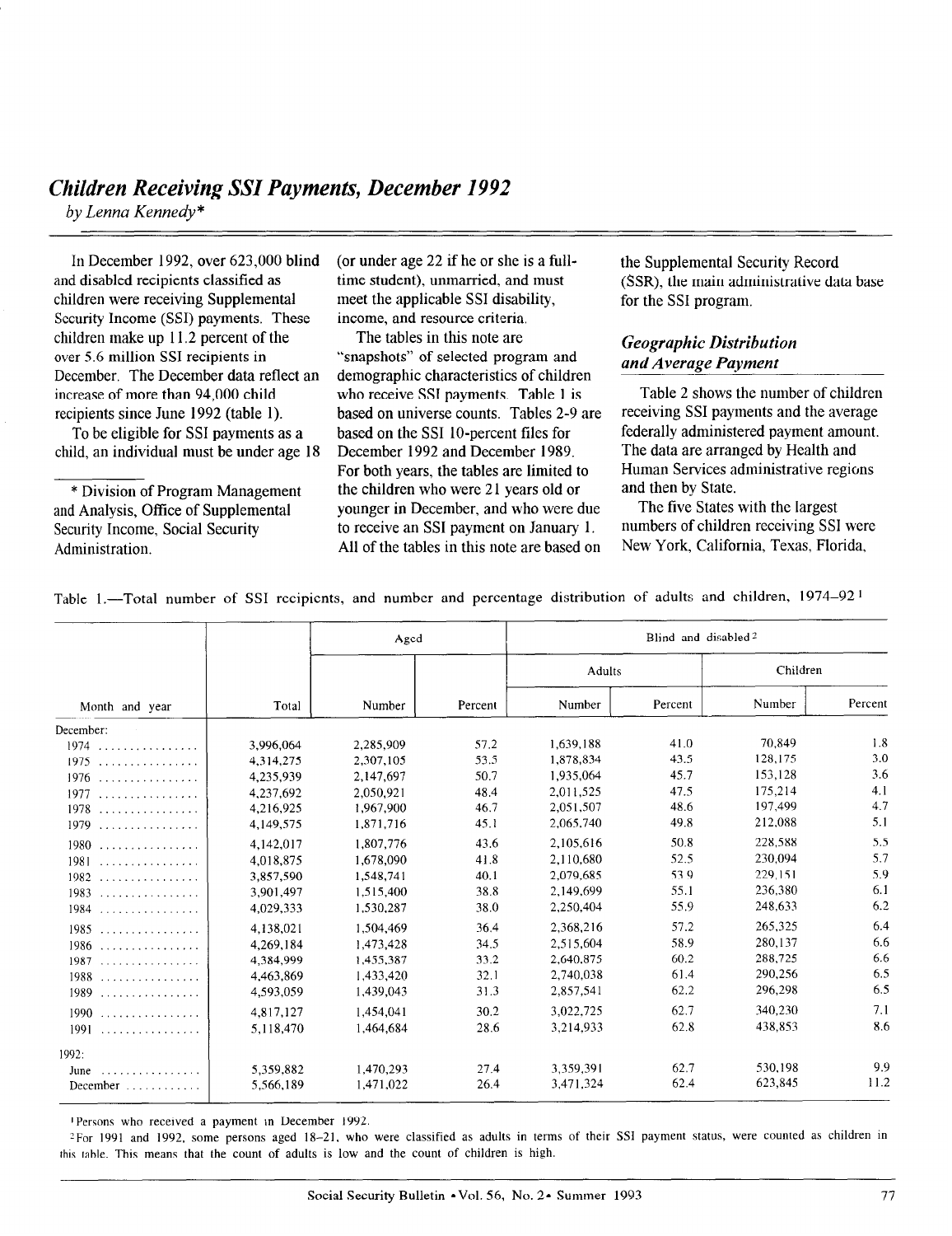# *Children Receiving SSI Payments, December 1992*

*by Lenna Kennedy**

In December 1992, over 623,000 blind and disabled recipients classified as children were receiving Supplemental Security Income (SSI) payments. These children make up 11.2 percent of the over 5.6 million SSI recipients in December. The December data reflect an increase of more than 94,000 child recipients since June 1992 (table 1).

To be eligible for SSI payments as a child, an individual must be under age 18 (or under age 22 if he or she is a full-time student), unmarried, and must meet the applicable SSI disability, income, and resource criteria.

The tables in this note are "snapshots" of selected program and demographic characteristics of children who receive SSI payments. Table 1 is based on universe counts. Tables 2-9 are based on the SSI 10-percent files for December 1992 and December 1989. For both years, the tables are limited to the children who were 21 years old or younger in December, and who were due to receive an SSI payment on January 1. All of the tables in this note are based on the Supplemental Security Record (SSR), the main administrative data base for the SSI program.

\* Division of Program Management and Analysis, Office of Supplemental Security Income, Social Security Administration.

## *Geographic Distribution and Average Payment*

Table 2 shows the number of children receiving SSI payments and the average federally administered payment amount. The data are arranged by Health and Human Services administrative regions and then by State.

The five States with the largest numbers of children receiving SSI were New York, California, Texas, Florida,

Table 1.—Total number of SSI recipients, and number and percentage distribution of adults and children, 1974–92 [1]

| Month and year | Total | Aged | | Blind and disabled [2] | | | |
|---|---|---|---|---|---|---|---|
| | | | | Adults | | Children | |
| | | Number | Percent | Number | Percent | Number | Percent |
| December: | | | | | | | |
| 1974 | 3,996,064 | 2,285,909 | 57.2 | 1,639,188 | 41.0 | 70,849 | 1.8 |
| 1975 | 4,314,275 | 2,307,105 | 53.5 | 1,878,834 | 43.5 | 128,175 | 3.0 |
| 1976 | 4,235,939 | 2,147,697 | 50.7 | 1,935,064 | 45.7 | 153,128 | 3.6 |
| 1977 | 4,237,692 | 2,050,921 | 48.4 | 2,011,525 | 47.5 | 175,214 | 4.1 |
| 1978 | 4,216,925 | 1,967,900 | 46.7 | 2,051,507 | 48.6 | 197,499 | 4.7 |
| 1979 | 4,149,575 | 1,871,716 | 45.1 | 2,065,740 | 49.8 | 212,088 | 5.1 |
| 1980 | 4,142,017 | 1,807,776 | 43.6 | 2,105,616 | 50.8 | 228,588 | 5.5 |
| 1981 | 4,018,875 | 1,678,090 | 41.8 | 2,110,680 | 52.5 | 230,094 | 5.7 |
| 1982 | 3,857,590 | 1,548,741 | 40.1 | 2,079,685 | 53.9 | 229,151 | 5.9 |
| 1983 | 3,901,497 | 1,515,400 | 38.8 | 2,149,699 | 55.1 | 236,380 | 6.1 |
| 1984 | 4,029,333 | 1,530,287 | 38.0 | 2,250,404 | 55.9 | 248,633 | 6.2 |
| 1985 | 4,138,021 | 1,504,469 | 36.4 | 2,368,216 | 57.2 | 265,325 | 6.4 |
| 1986 | 4,269,184 | 1,473,428 | 34.5 | 2,515,604 | 58.9 | 280,137 | 6.6 |
| 1987 | 4,384,999 | 1,455,387 | 33.2 | 2,640,875 | 60.2 | 288,725 | 6.6 |
| 1988 | 4,463,869 | 1,433,420 | 32.1 | 2,740,038 | 61.4 | 290,256 | 6.5 |
| 1989 | 4,593,059 | 1,439,043 | 31.3 | 2,857,541 | 62.2 | 296,298 | 6.5 |
| 1990 | 4,817,127 | 1,454,041 | 30.2 | 3,022,725 | 62.7 | 340,230 | 7.1 |
| 1991 | 5,118,470 | 1,464,684 | 28.6 | 3,214,933 | 62.8 | 438,853 | 8.6 |
| 1992: | | | | | | | |
| June | 5,359,882 | 1,470,293 | 27.4 | 3,359,391 | 62.7 | 530,198 | 9.9 |
| December | 5,566,189 | 1,471,022 | 26.4 | 3,471,324 | 62.4 | 623,845 | 11.2 |

[1] Persons who received a payment in December 1992.

[2] For 1991 and 1992, some persons aged 18–21, who were classified as adults in terms of their SSI payment status, were counted as children in this table. This means that the count of adults is low and the count of children is high.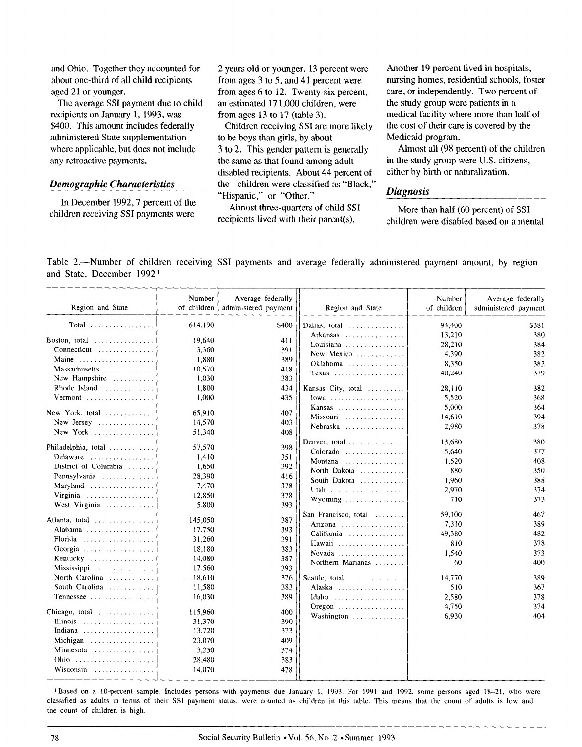and Ohio. Together they accounted for about one-third of all child recipients aged 21 or younger.

The average SSI payment due to child recipients on January 1, 1993, was $400. This amount includes federally administered State supplementation where applicable, but does not include any retroactive payments.

### *Demographic Characteristics*

In December 1992, 7 percent of the children receiving SSI payments were 2 years old or younger, 13 percent were from ages 3 to 5, and 41 percent were from ages 6 to 12. Twenty six percent, an estimated 171,000 children, were from ages 13 to 17 (table 3).

Children receiving SSI are more likely to be boys than girls, by about 3 to 2. This gender pattern is generally the same as that found among adult disabled recipients. About 44 percent of the children were classified as "Black," "Hispanic," or "Other."

Almost three-quarters of child SSI recipients lived with their parent(s). Another 19 percent lived in hospitals, nursing homes, residential schools, foster care, or independently. Two percent of the study group were patients in a medical facility where more than half of the cost of their care is covered by the Medicaid program.

Almost all (98 percent) of the children in the study group were U.S. citizens, either by birth or naturalization.

### *Diagnosis*

More than half (60 percent) of SSI children were disabled based on a mental

Table 2.—Number of children receiving SSI payments and average federally administered payment amount, by region and State, December 1992[1]

| Region and State | Number of children | Average federally administered payment |
|---|---|---|
| Total | 614,190 | $400 |
| Boston, total | 19,640 | 411 |
| Connecticut | 3,360 | 391 |
| Maine | 1,880 | 389 |
| Massachusetts | 10,570 | 418 |
| New Hampshire | 1,030 | 383 |
| Rhode Island | 1,800 | 434 |
| Vermont | 1,000 | 435 |
| New York, total | 65,910 | 407 |
| New Jersey | 14,570 | 403 |
| New York | 51,340 | 408 |
| Philadelphia, total | 57,570 | 398 |
| Delaware | 1,410 | 351 |
| District of Columbia | 1,650 | 392 |
| Pennsylvania | 28,390 | 416 |
| Maryland | 7,470 | 378 |
| Virginia | 12,850 | 378 |
| West Virginia | 5,800 | 393 |
| Atlanta, total | 145,050 | 387 |
| Alabama | 17,750 | 393 |
| Florida | 31,260 | 391 |
| Georgia | 18,180 | 383 |
| Kentucky | 14,080 | 387 |
| Mississippi | 17,560 | 393 |
| North Carolina | 18,610 | 376 |
| South Carolina | 11,580 | 383 |
| Tennessee | 16,030 | 389 |
| Chicago, total | 115,960 | 400 |
| Illinois | 31,370 | 390 |
| Indiana | 13,720 | 373 |
| Michigan | 23,070 | 409 |
| Minnesota | 5,250 | 374 |
| Ohio | 28,480 | 383 |
| Wisconsin | 14,070 | 478 |
| Dallas, total | 94,400 | $381 |
| Arkansas | 13,210 | 380 |
| Louisiana | 28,210 | 384 |
| New Mexico | 4,390 | 382 |
| Oklahoma | 8,350 | 382 |
| Texas | 40,240 | 379 |
| Kansas City, total | 28,110 | 382 |
| Iowa | 5,520 | 368 |
| Kansas | 5,000 | 364 |
| Missouri | 14,610 | 394 |
| Nebraska | 2,980 | 378 |
| Denver, total | 13,680 | 380 |
| Colorado | 5,640 | 377 |
| Montana | 1,520 | 408 |
| North Dakota | 880 | 350 |
| South Dakota | 1,960 | 388 |
| Utah | 2,970 | 374 |
| Wyoming | 710 | 373 |
| San Francisco, total | 59,100 | 467 |
| Arizona | 7,310 | 389 |
| California | 49,380 | 482 |
| Hawaii | 810 | 378 |
| Nevada | 1,540 | 373 |
| Northern Marianas | 60 | 400 |
| Seattle, total | 14,770 | 389 |
| Alaska | 510 | 367 |
| Idaho | 2,580 | 378 |
| Oregon | 4,750 | 374 |
| Washington | 6,930 | 404 |

[1] Based on a 10-percent sample. Includes persons with payments due January 1, 1993. For 1991 and 1992, some persons aged 18–21, who were classified as adults in terms of their SSI payment status, were counted as children in this table. This means that the count of adults is low and the count of children is high.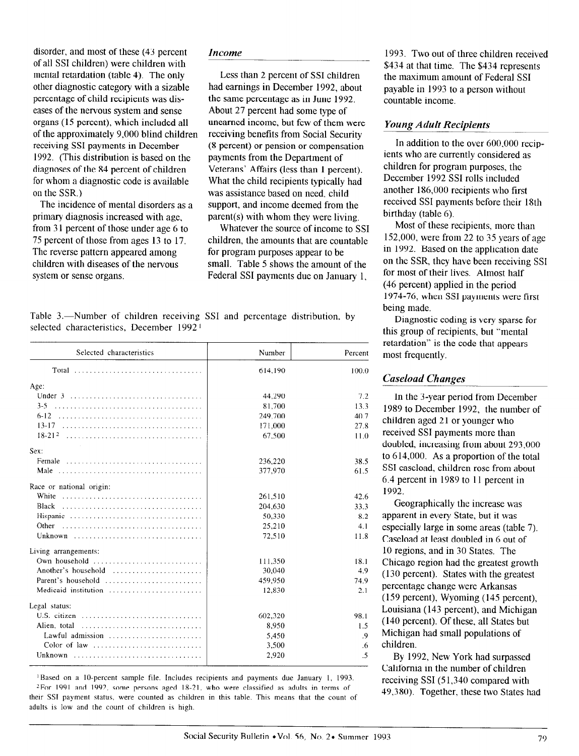disorder, and most of these (43 percent of all SSI children) were children with mental retardation (table 4). The only other diagnostic category with a sizable percentage of child recipients was diseases of the nervous system and sense organs (15 percent), which included all of the approximately 9,000 blind children receiving SSI payments in December 1992. (This distribution is based on the diagnoses of the 84 percent of children for whom a diagnostic code is available on the SSR.)

The incidence of mental disorders as a primary diagnosis increased with age, from 31 percent of those under age 6 to 75 percent of those from ages 13 to 17. The reverse pattern appeared among children with diseases of the nervous system or sense organs.

### *Income*

Less than 2 percent of SSI children had earnings in December 1992, about the same percentage as in June 1992. About 27 percent had some type of unearned income, but few of them were receiving benefits from Social Security (8 percent) or pension or compensation payments from the Department of Veterans' Affairs (less than 1 percent). What the child recipients typically had was assistance based on need, child support, and income deemed from the parent(s) with whom they were living.

Whatever the source of income to SSI children, the amounts that are countable for program purposes appear to be small. Table 5 shows the amount of the Federal SSI payments due on January 1, 1993. Two out of three children received $434 at that time. The $434 represents the maximum amount of Federal SSI payable in 1993 to a person without countable income.

### *Young Adult Recipients*

In addition to the over 600,000 recipients who are currently considered as children for program purposes, the December 1992 SSI rolls included another 186,000 recipients who first received SSI payments before their 18th birthday (table 6).

Most of these recipients, more than 152,000, were from 22 to 35 years of age in 1992. Based on the application date on the SSR, they have been receiving SSI for most of their lives. Almost half (46 percent) applied in the period 1974-76, when SSI payments were first being made.

Diagnostic coding is very sparse for this group of recipients, but "mental retardation" is the code that appears most frequently.

### *Caseload Changes*

In the 3-year period from December 1989 to December 1992, the number of children aged 21 or younger who received SSI payments more than doubled, increasing from about 293,000 to 614,000. As a proportion of the total SSI caseload, children rose from about 6.4 percent in 1989 to 11 percent in 1992.

Geographically the increase was apparent in every State, but it was especially large in some areas (table 7). Caseload at least doubled in 6 out of 10 regions, and in 30 States. The Chicago region had the greatest growth (130 percent). States with the greatest percentage change were Arkansas (159 percent), Wyoming (145 percent), Louisiana (143 percent), and Michigan (140 percent). Of these, all States but Michigan had small populations of children.

By 1992, New York had surpassed California in the number of children receiving SSI (51,340 compared with 49,380). Together, these two States had

Table 3.—Number of children receiving SSI and percentage distribution, by selected characteristics, December 1992[1]

| Selected characteristics | Number | Percent |
|---|---|---|
| Total | 614,190 | 100.0 |
| Age: | | |
| Under 3 | 44,290 | 7.2 |
| 3-5 | 81,700 | 13.3 |
| 6-12 | 249,700 | 40.7 |
| 13-17 | 171,000 | 27.8 |
| 18-21[2] | 67,500 | 11.0 |
| Sex: | | |
| Female | 236,220 | 38.5 |
| Male | 377,970 | 61.5 |
| Race or national origin: | | |
| White | 261,510 | 42.6 |
| Black | 204,630 | 33.3 |
| Hispanic | 50,330 | 8.2 |
| Other | 25,210 | 4.1 |
| Unknown | 72,510 | 11.8 |
| Living arrangements: | | |
| Own household | 111,350 | 18.1 |
| Another's household | 30,040 | 4.9 |
| Parent's household | 459,950 | 74.9 |
| Medicaid institution | 12,830 | 2.1 |
| Legal status: | | |
| U.S. citizen | 602,320 | 98.1 |
| Alien, total | 8,950 | 1.5 |
| Lawful admission | 5,450 | .9 |
| Color of law | 3,500 | .6 |
| Unknown | 2,920 | .5 |

[1] Based on a 10-percent sample file. Includes recipients and payments due January 1, 1993.
[2] For 1991 and 1992, some persons aged 18-21, who were classified as adults in terms of their SSI payment status, were counted as children in this table. This means that the count of adults is low and the count of children is high.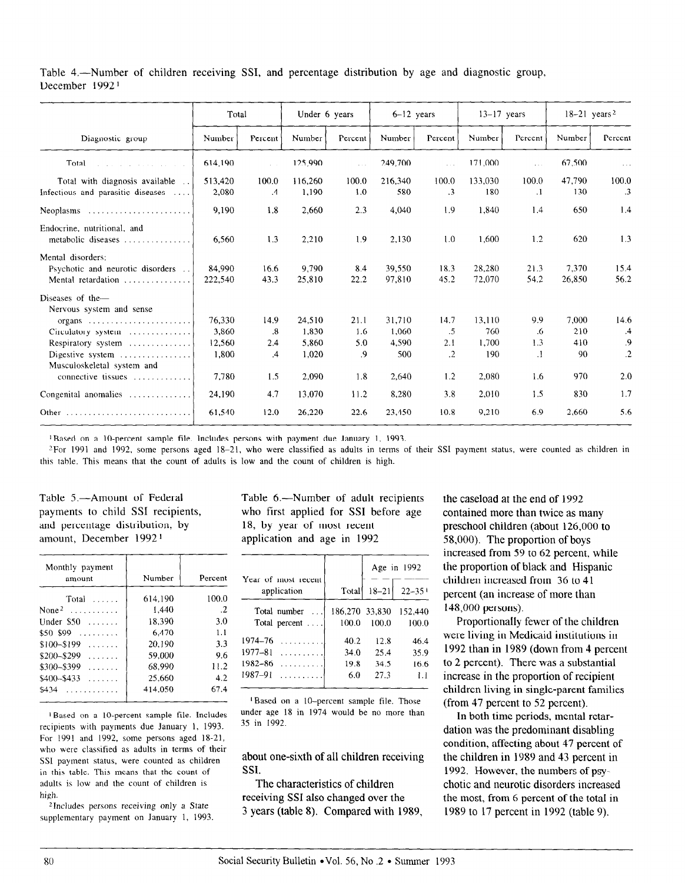Table 4.—Number of children receiving SSI, and percentage distribution by age and diagnostic group, December 1992[1]

| Diagnostic group | Total | | Under 6 years | | 6–12 years | | 13–17 years | | 18–21 years[2] | |
|---|---|---|---|---|---|---|---|---|---|---|
| | Number | Percent | Number | Percent | Number | Percent | Number | Percent | Number | Percent |
| Total | 614,190 | ... | 125,990 | ... | 249,700 | ... | 171,000 | ... | 67,500 | ... |
| Total with diagnosis available | 513,420 | 100.0 | 116,260 | 100.0 | 216,340 | 100.0 | 133,030 | 100.0 | 47,790 | 100.0 |
| Infectious and parasitic diseases | 2,080 | .4 | 1,190 | 1.0 | 580 | .3 | 180 | .1 | 130 | .3 |
| Neoplasms | 9,190 | 1.8 | 2,660 | 2.3 | 4,040 | 1.9 | 1,840 | 1.4 | 650 | 1.4 |
| Endocrine, nutritional, and metabolic diseases | 6,560 | 1.3 | 2,210 | 1.9 | 2,130 | 1.0 | 1,600 | 1.2 | 620 | 1.3 |
| Mental disorders: | | | | | | | | | | |
| Psychotic and neurotic disorders | 84,990 | 16.6 | 9,790 | 8.4 | 39,550 | 18.3 | 28,280 | 21.3 | 7,370 | 15.4 |
| Mental retardation | 222,540 | 43.3 | 25,810 | 22.2 | 97,810 | 45.2 | 72,070 | 54.2 | 26,850 | 56.2 |
| Diseases of the— | | | | | | | | | | |
| Nervous system and sense organs | 76,330 | 14.9 | 24,510 | 21.1 | 31,710 | 14.7 | 13,110 | 9.9 | 7,000 | 14.6 |
| Circulatory system | 3,860 | .8 | 1,830 | 1.6 | 1,060 | .5 | 760 | .6 | 210 | .4 |
| Respiratory system | 12,560 | 2.4 | 5,860 | 5.0 | 4,590 | 2.1 | 1,700 | 1.3 | 410 | .9 |
| Digestive system | 1,800 | .4 | 1,020 | .9 | 500 | .2 | 190 | .1 | 90 | .2 |
| Musculoskeletal system and connective tissues | 7,780 | 1.5 | 2,090 | 1.8 | 2,640 | 1.2 | 2,080 | 1.6 | 970 | 2.0 |
| Congenital anomalies | 24,190 | 4.7 | 13,070 | 11.2 | 8,280 | 3.8 | 2,010 | 1.5 | 830 | 1.7 |
| Other | 61,540 | 12.0 | 26,220 | 22.6 | 23,450 | 10.8 | 9,210 | 6.9 | 2,660 | 5.6 |

[1] Based on a 10-percent sample file. Includes persons with payment due January 1, 1993.

[2] For 1991 and 1992, some persons aged 18–21, who were classified as adults in terms of their SSI payment status, were counted as children in this table. This means that the count of adults is low and the count of children is high.

Table 5.—Amount of Federal payments to child SSI recipients, and percentage distribution, by amount, December 1992[1]

| Monthly payment amount | Number | Percent |
|---|---|---|
| Total | 614,190 | 100.0 |
| None[2] | 1,440 | .2 |
| Under $50 | 18,390 | 3.0 |
| $50–$99 | 6,470 | 1.1 |
| $100–$199 | 20,190 | 3.3 |
| $200–$299 | 59,000 | 9.6 |
| $300–$399 | 68,990 | 11.2 |
| $400–$433 | 25,660 | 4.2 |
| $434 | 414,050 | 67.4 |

[1] Based on a 10-percent sample file. Includes recipients with payments due January 1, 1993. For 1991 and 1992, some persons aged 18–21, who were classified as adults in terms of their SSI payment status, were counted as children in this table. This means that the count of adults is low and the count of children is high.

[2] Includes persons receiving only a State supplementary payment on January 1, 1993.

Table 6.—Number of adult recipients who first applied for SSI before age 18, by year of most recent application and age in 1992

| Year of most recent application | Total | Age in 1992 | |
|---|---|---|---|
| | | 18–21 | 22–35[1] |
| Total number | 186,270 | 33,830 | 152,440 |
| Total percent | 100.0 | 100.0 | 100.0 |
| 1974–76 | 40.2 | 12.8 | 46.4 |
| 1977–81 | 34.0 | 25.4 | 35.9 |
| 1982–86 | 19.8 | 34.5 | 16.6 |
| 1987–91 | 6.0 | 27.3 | 1.1 |

[1] Based on a 10-percent sample file. Those under age 18 in 1974 would be no more than 35 in 1992.

about one-sixth of all children receiving SSI.

The characteristics of children receiving SSI also changed over the 3 years (table 8). Compared with 1989, the caseload at the end of 1992 contained more than twice as many preschool children (about 126,000 to 58,000). The proportion of boys increased from 59 to 62 percent, while the proportion of black and Hispanic children increased from 36 to 41 percent (an increase of more than 148,000 persons).

Proportionally fewer of the children were living in Medicaid institutions in 1992 than in 1989 (down from 4 percent to 2 percent). There was a substantial increase in the proportion of recipient children living in single-parent families (from 47 percent to 52 percent).

In both time periods, mental retardation was the predominant disabling condition, affecting about 47 percent of the children in 1989 and 43 percent in 1992. However, the numbers of psychotic and neurotic disorders increased the most, from 6 percent of the total in 1989 to 17 percent in 1992 (table 9).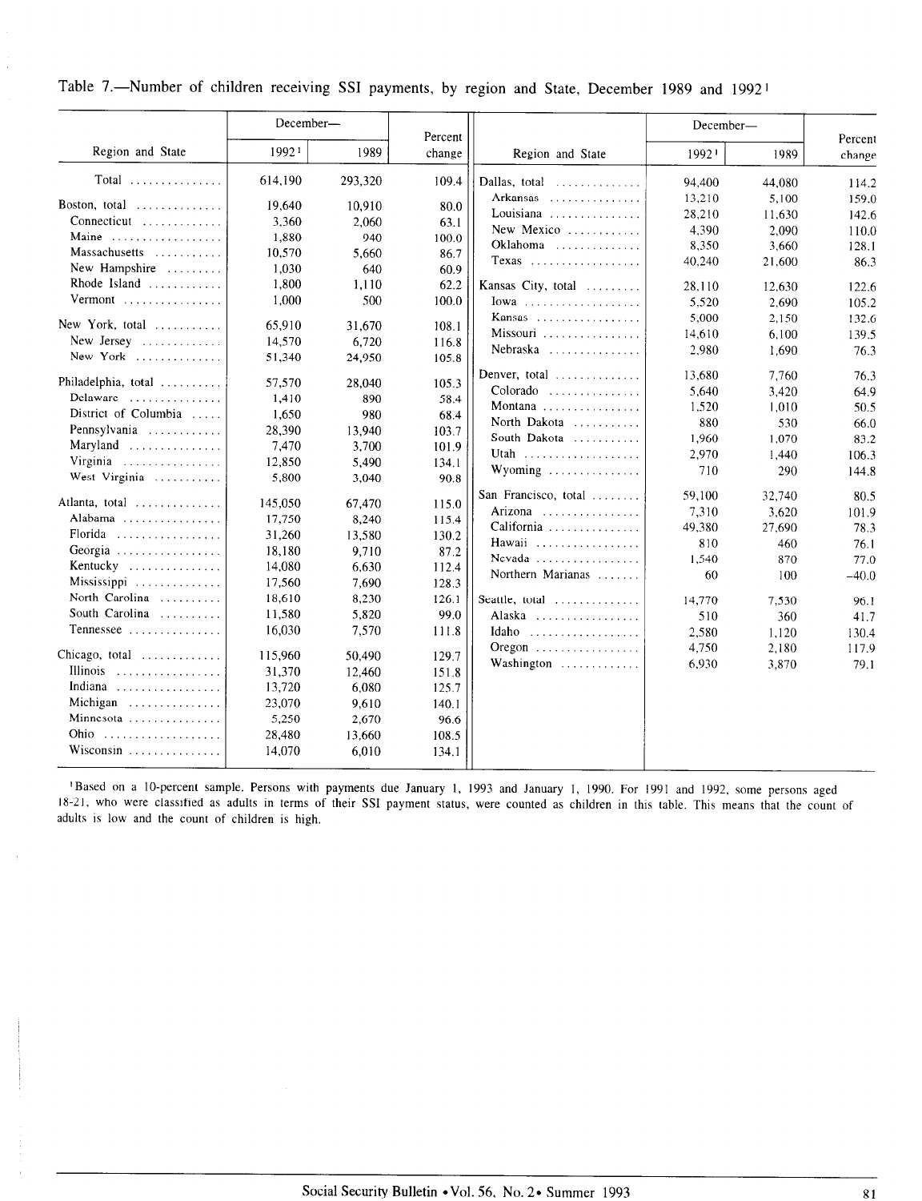Table 7.—Number of children receiving SSI payments, by region and State, December 1989 and 1992[1]

| Region and State | December— 1992[1] | December— 1989 | Percent change |
|---|---|---|---|
| Total | 614,190 | 293,320 | 109.4 |
| Boston, total | 19,640 | 10,910 | 80.0 |
| Connecticut | 3,360 | 2,060 | 63.1 |
| Maine | 1,880 | 940 | 100.0 |
| Massachusetts | 10,570 | 5,660 | 86.7 |
| New Hampshire | 1,030 | 640 | 60.9 |
| Rhode Island | 1,800 | 1,110 | 62.2 |
| Vermont | 1,000 | 500 | 100.0 |
| New York, total | 65,910 | 31,670 | 108.1 |
| New Jersey | 14,570 | 6,720 | 116.8 |
| New York | 51,340 | 24,950 | 105.8 |
| Philadelphia, total | 57,570 | 28,040 | 105.3 |
| Delaware | 1,410 | 890 | 58.4 |
| District of Columbia | 1,650 | 980 | 68.4 |
| Pennsylvania | 28,390 | 13,940 | 103.7 |
| Maryland | 7,470 | 3,700 | 101.9 |
| Virginia | 12,850 | 5,490 | 134.1 |
| West Virginia | 5,800 | 3,040 | 90.8 |
| Atlanta, total | 145,050 | 67,470 | 115.0 |
| Alabama | 17,750 | 8,240 | 115.4 |
| Florida | 31,260 | 13,580 | 130.2 |
| Georgia | 18,180 | 9,710 | 87.2 |
| Kentucky | 14,080 | 6,630 | 112.4 |
| Mississippi | 17,560 | 7,690 | 128.3 |
| North Carolina | 18,610 | 8,230 | 126.1 |
| South Carolina | 11,580 | 5,820 | 99.0 |
| Tennessee | 16,030 | 7,570 | 111.8 |
| Chicago, total | 115,960 | 50,490 | 129.7 |
| Illinois | 31,370 | 12,460 | 151.8 |
| Indiana | 13,720 | 6,080 | 125.7 |
| Michigan | 23,070 | 9,610 | 140.1 |
| Minnesota | 5,250 | 2,670 | 96.6 |
| Ohio | 28,480 | 13,660 | 108.5 |
| Wisconsin | 14,070 | 6,010 | 134.1 |
| Dallas, total | 94,400 | 44,080 | 114.2 |
| Arkansas | 13,210 | 5,100 | 159.0 |
| Louisiana | 28,210 | 11,630 | 142.6 |
| New Mexico | 4,390 | 2,090 | 110.0 |
| Oklahoma | 8,350 | 3,660 | 128.1 |
| Texas | 40,240 | 21,600 | 86.3 |
| Kansas City, total | 28,110 | 12,630 | 122.6 |
| Iowa | 5,520 | 2,690 | 105.2 |
| Kansas | 5,000 | 2,150 | 132.6 |
| Missouri | 14,610 | 6,100 | 139.5 |
| Nebraska | 2,980 | 1,690 | 76.3 |
| Denver, total | 13,680 | 7,760 | 76.3 |
| Colorado | 5,640 | 3,420 | 64.9 |
| Montana | 1,520 | 1,010 | 50.5 |
| North Dakota | 880 | 530 | 66.0 |
| South Dakota | 1,960 | 1,070 | 83.2 |
| Utah | 2,970 | 1,440 | 106.3 |
| Wyoming | 710 | 290 | 144.8 |
| San Francisco, total | 59,100 | 32,740 | 80.5 |
| Arizona | 7,310 | 3,620 | 101.9 |
| California | 49,380 | 27,690 | 78.3 |
| Hawaii | 810 | 460 | 76.1 |
| Nevada | 1,540 | 870 | 77.0 |
| Northern Marianas | 60 | 100 | -40.0 |
| Seattle, total | 14,770 | 7,530 | 96.1 |
| Alaska | 510 | 360 | 41.7 |
| Idaho | 2,580 | 1,120 | 130.4 |
| Oregon | 4,750 | 2,180 | 117.9 |
| Washington | 6,930 | 3,870 | 79.1 |

[1] Based on a 10-percent sample. Persons with payments due January 1, 1993 and January 1, 1990. For 1991 and 1992, some persons aged 18-21, who were classified as adults in terms of their SSI payment status, were counted as children in this table. This means that the count of adults is low and the count of children is high.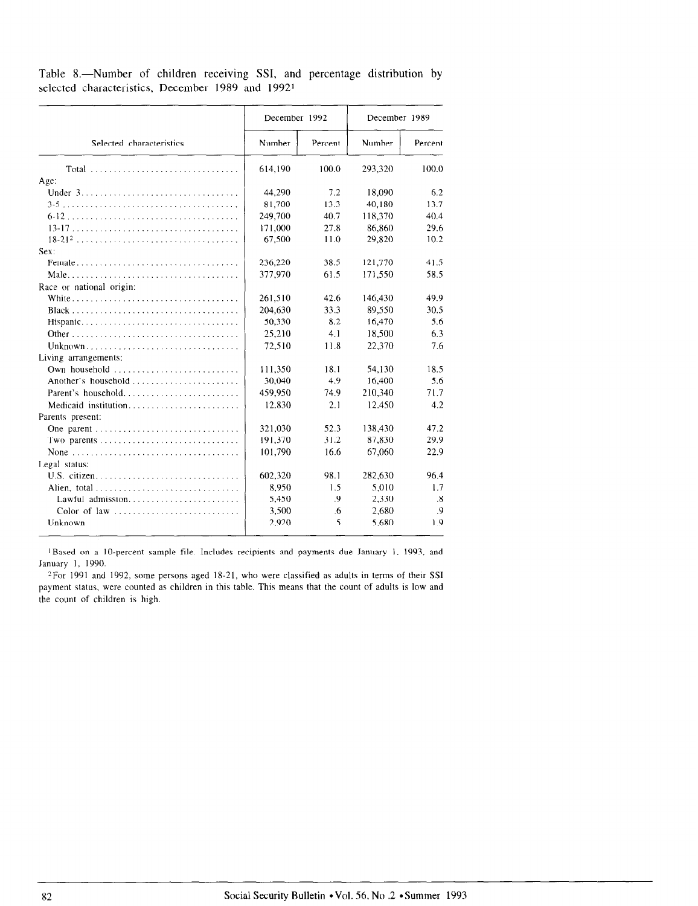Table 8.—Number of children receiving SSI, and percentage distribution by selected characteristics, December 1989 and 1992[1]

| Selected characteristics | December 1992 | | December 1989 | |
|---|---|---|---|---|
| | Number | Percent | Number | Percent |
| Total | 614,190 | 100.0 | 293,320 | 100.0 |
| Age: | | | | |
| Under 3 | 44,290 | 7.2 | 18,090 | 6.2 |
| 3-5 | 81,700 | 13.3 | 40,180 | 13.7 |
| 6-12 | 249,700 | 40.7 | 118,370 | 40.4 |
| 13-17 | 171,000 | 27.8 | 86,860 | 29.6 |
| 18-21[2] | 67,500 | 11.0 | 29,820 | 10.2 |
| Sex: | | | | |
| Female | 236,220 | 38.5 | 121,770 | 41.5 |
| Male | 377,970 | 61.5 | 171,550 | 58.5 |
| Race or national origin: | | | | |
| White | 261,510 | 42.6 | 146,430 | 49.9 |
| Black | 204,630 | 33.3 | 89,550 | 30.5 |
| Hispanic | 50,330 | 8.2 | 16,470 | 5.6 |
| Other | 25,210 | 4.1 | 18,500 | 6.3 |
| Unknown | 72,510 | 11.8 | 22,370 | 7.6 |
| Living arrangements: | | | | |
| Own household | 111,350 | 18.1 | 54,130 | 18.5 |
| Another's household | 30,040 | 4.9 | 16,400 | 5.6 |
| Parent's household | 459,950 | 74.9 | 210,340 | 71.7 |
| Medicaid institution | 12,830 | 2.1 | 12,450 | 4.2 |
| Parents present: | | | | |
| One parent | 321,030 | 52.3 | 138,430 | 47.2 |
| Two parents | 191,370 | 31.2 | 87,830 | 29.9 |
| None | 101,790 | 16.6 | 67,060 | 22.9 |
| Legal status: | | | | |
| U.S. citizen | 602,320 | 98.1 | 282,630 | 96.4 |
| Alien, total | 8,950 | 1.5 | 5,010 | 1.7 |
| Lawful admission | 5,450 | .9 | 2,330 | .8 |
| Color of law | 3,500 | .6 | 2,680 | .9 |
| Unknown | 2,920 | .5 | 5,680 | 1.9 |

[1] Based on a 10-percent sample file. Includes recipients and payments due January 1, 1993, and January 1, 1990.

[2] For 1991 and 1992, some persons aged 18-21, who were classified as adults in terms of their SSI payment status, were counted as children in this table. This means that the count of adults is low and the count of children is high.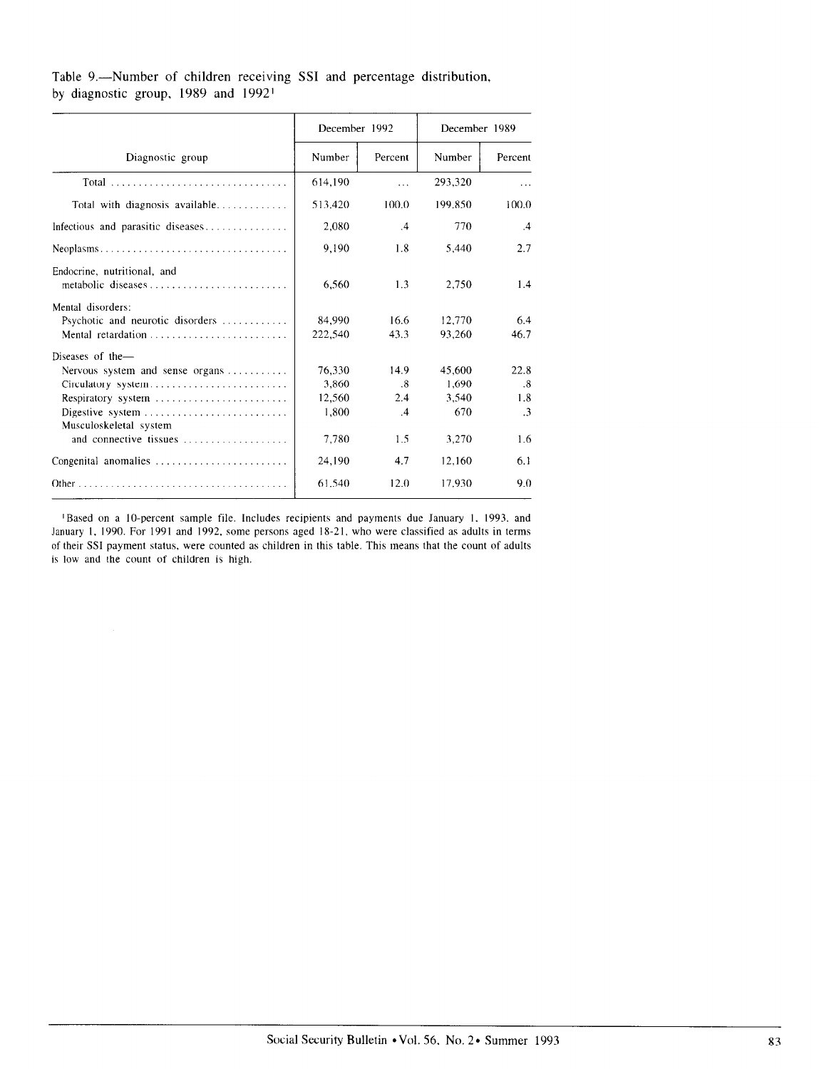Table 9.—Number of children receiving SSI and percentage distribution, by diagnostic group, 1989 and 1992[1]

| Diagnostic group | December 1992 | | December 1989 | |
|---|---|---|---|---|
| | Number | Percent | Number | Percent |
| Total | 614,190 | ... | 293,320 | ... |
| Total with diagnosis available | 513,420 | 100.0 | 199,850 | 100.0 |
| Infectious and parasitic diseases | 2,080 | .4 | 770 | .4 |
| Neoplasms | 9,190 | 1.8 | 5,440 | 2.7 |
| Endocrine, nutritional, and metabolic diseases | 6,560 | 1.3 | 2,750 | 1.4 |
| Mental disorders: | | | | |
| Psychotic and neurotic disorders | 84,990 | 16.6 | 12,770 | 6.4 |
| Mental retardation | 222,540 | 43.3 | 93,260 | 46.7 |
| Diseases of the— | | | | |
| Nervous system and sense organs | 76,330 | 14.9 | 45,600 | 22.8 |
| Circulatory system | 3,860 | .8 | 1,690 | .8 |
| Respiratory system | 12,560 | 2.4 | 3,540 | 1.8 |
| Digestive system | 1,800 | .4 | 670 | .3 |
| Musculoskeletal system and connective tissues | 7,780 | 1.5 | 3,270 | 1.6 |
| Congenital anomalies | 24,190 | 4.7 | 12,160 | 6.1 |
| Other | 61,540 | 12.0 | 17,930 | 9.0 |

[1] Based on a 10-percent sample file. Includes recipients and payments due January 1, 1993, and January 1, 1990. For 1991 and 1992, some persons aged 18-21, who were classified as adults in terms of their SSI payment status, were counted as children in this table. This means that the count of adults is low and the count of children is high.